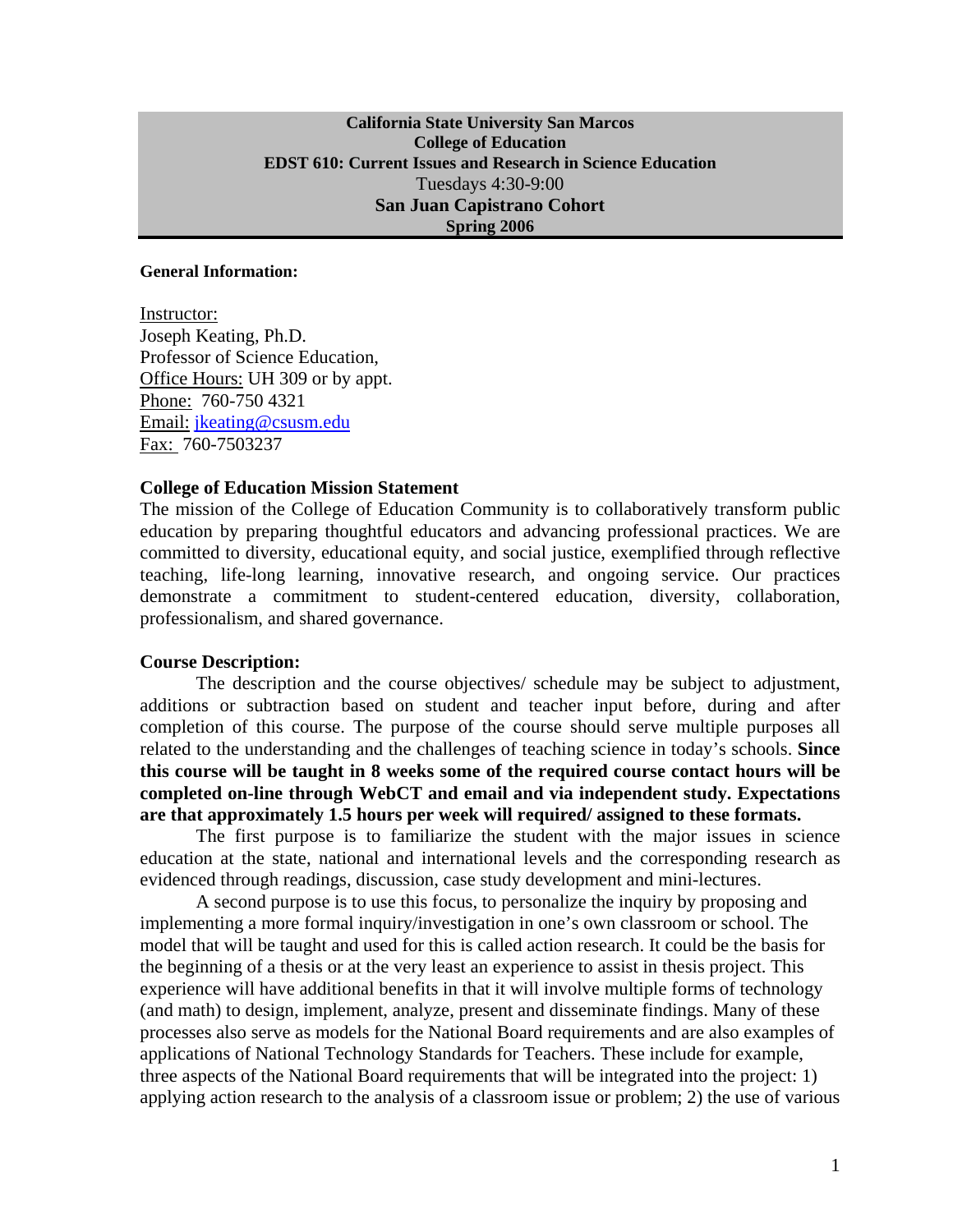**California State University San Marcos**
**College of Education**
**EDST 610: Current Issues and Research in Science Education**
Tuesdays 4:30-9:00
**San Juan Capistrano Cohort**
**Spring 2006**

**General Information:**

Instructor:
Joseph Keating, Ph.D.
Professor of Science Education,
Office Hours: UH 309 or by appt.
Phone: 760-750 4321
Email: jkeating@csusm.edu
Fax: 760-7503237

**College of Education Mission Statement**

The mission of the College of Education Community is to collaboratively transform public education by preparing thoughtful educators and advancing professional practices. We are committed to diversity, educational equity, and social justice, exemplified through reflective teaching, life-long learning, innovative research, and ongoing service. Our practices demonstrate a commitment to student-centered education, diversity, collaboration, professionalism, and shared governance.

**Course Description:**

The description and the course objectives/ schedule may be subject to adjustment, additions or subtraction based on student and teacher input before, during and after completion of this course. The purpose of the course should serve multiple purposes all related to the understanding and the challenges of teaching science in today's schools. **Since this course will be taught in 8 weeks some of the required course contact hours will be completed on-line through WebCT and email and via independent study. Expectations are that approximately 1.5 hours per week will required/ assigned to these formats.**

The first purpose is to familiarize the student with the major issues in science education at the state, national and international levels and the corresponding research as evidenced through readings, discussion, case study development and mini-lectures.

A second purpose is to use this focus, to personalize the inquiry by proposing and implementing a more formal inquiry/investigation in one's own classroom or school. The model that will be taught and used for this is called action research. It could be the basis for the beginning of a thesis or at the very least an experience to assist in thesis project. This experience will have additional benefits in that it will involve multiple forms of technology (and math) to design, implement, analyze, present and disseminate findings. Many of these processes also serve as models for the National Board requirements and are also examples of applications of National Technology Standards for Teachers. These include for example, three aspects of the National Board requirements that will be integrated into the project: 1) applying action research to the analysis of a classroom issue or problem; 2) the use of various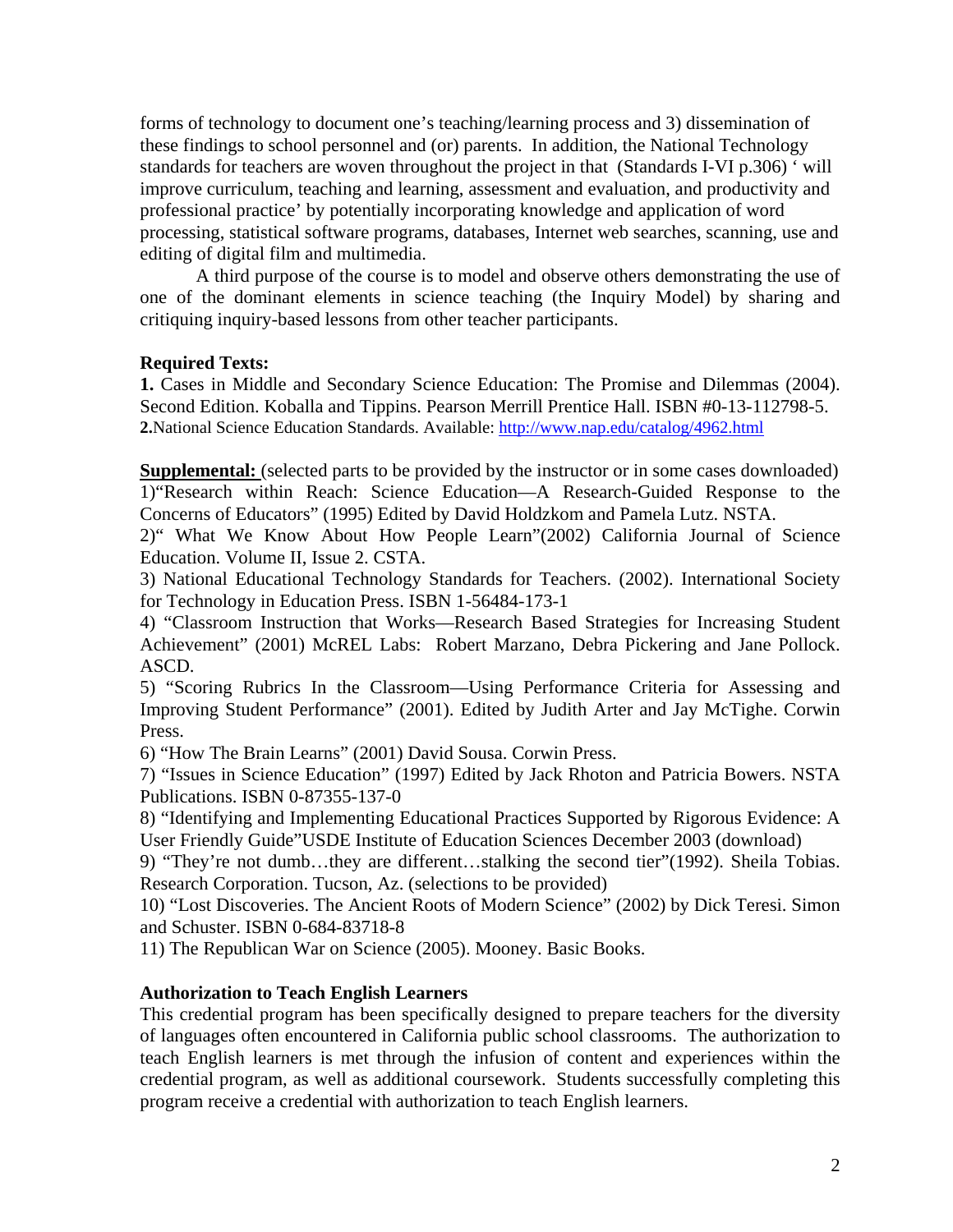forms of technology to document one's teaching/learning process and 3) dissemination of these findings to school personnel and (or) parents. In addition, the National Technology standards for teachers are woven throughout the project in that (Standards I-VI p.306) ' will improve curriculum, teaching and learning, assessment and evaluation, and productivity and professional practice' by potentially incorporating knowledge and application of word processing, statistical software programs, databases, Internet web searches, scanning, use and editing of digital film and multimedia.

A third purpose of the course is to model and observe others demonstrating the use of one of the dominant elements in science teaching (the Inquiry Model) by sharing and critiquing inquiry-based lessons from other teacher participants.

**Required Texts:**

**1.** Cases in Middle and Secondary Science Education: The Promise and Dilemmas (2004). Second Edition. Koballa and Tippins. Pearson Merrill Prentice Hall. ISBN #0-13-112798-5.
**2.**National Science Education Standards. Available: [http://www.nap.edu/catalog/4962.html](http://www.nap.edu/catalog/4962.html)

**Supplemental:** (selected parts to be provided by the instructor or in some cases downloaded)

1)"Research within Reach: Science Education—A Research-Guided Response to the Concerns of Educators" (1995) Edited by David Holdzkom and Pamela Lutz. NSTA.

2)" What We Know About How People Learn"(2002) California Journal of Science Education. Volume II, Issue 2. CSTA.

3) National Educational Technology Standards for Teachers. (2002). International Society for Technology in Education Press. ISBN 1-56484-173-1

4) "Classroom Instruction that Works—Research Based Strategies for Increasing Student Achievement" (2001) McREL Labs: Robert Marzano, Debra Pickering and Jane Pollock. ASCD.

5) "Scoring Rubrics In the Classroom—Using Performance Criteria for Assessing and Improving Student Performance" (2001). Edited by Judith Arter and Jay McTighe. Corwin Press.

6) "How The Brain Learns" (2001) David Sousa. Corwin Press.

7) "Issues in Science Education" (1997) Edited by Jack Rhoton and Patricia Bowers. NSTA Publications. ISBN 0-87355-137-0

8) "Identifying and Implementing Educational Practices Supported by Rigorous Evidence: A User Friendly Guide"USDE Institute of Education Sciences December 2003 (download)

9) "They're not dumb…they are different…stalking the second tier"(1992). Sheila Tobias. Research Corporation. Tucson, Az. (selections to be provided)

10) "Lost Discoveries. The Ancient Roots of Modern Science" (2002) by Dick Teresi. Simon and Schuster. ISBN 0-684-83718-8

11) The Republican War on Science (2005). Mooney. Basic Books.

**Authorization to Teach English Learners**

This credential program has been specifically designed to prepare teachers for the diversity of languages often encountered in California public school classrooms. The authorization to teach English learners is met through the infusion of content and experiences within the credential program, as well as additional coursework. Students successfully completing this program receive a credential with authorization to teach English learners.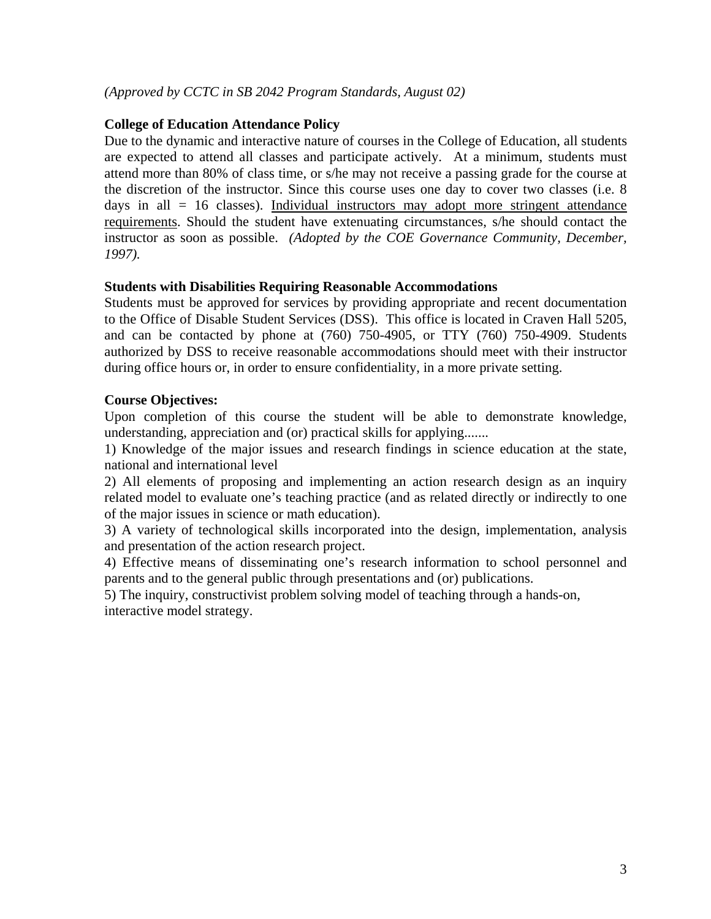*(Approved by CCTC in SB 2042 Program Standards, August 02)*

**College of Education Attendance Policy**

Due to the dynamic and interactive nature of courses in the College of Education, all students are expected to attend all classes and participate actively. At a minimum, students must attend more than 80% of class time, or s/he may not receive a passing grade for the course at the discretion of the instructor. Since this course uses one day to cover two classes (i.e. 8 days in all = 16 classes). <u>Individual instructors may adopt more stringent attendance requirements</u>. Should the student have extenuating circumstances, s/he should contact the instructor as soon as possible. *(Adopted by the COE Governance Community, December, 1997).*

**Students with Disabilities Requiring Reasonable Accommodations**

Students must be approved for services by providing appropriate and recent documentation to the Office of Disable Student Services (DSS). This office is located in Craven Hall 5205, and can be contacted by phone at (760) 750-4905, or TTY (760) 750-4909. Students authorized by DSS to receive reasonable accommodations should meet with their instructor during office hours or, in order to ensure confidentiality, in a more private setting.

**Course Objectives:**

Upon completion of this course the student will be able to demonstrate knowledge, understanding, appreciation and (or) practical skills for applying.......

1) Knowledge of the major issues and research findings in science education at the state, national and international level
2) All elements of proposing and implementing an action research design as an inquiry related model to evaluate one's teaching practice (and as related directly or indirectly to one of the major issues in science or math education).
3) A variety of technological skills incorporated into the design, implementation, analysis and presentation of the action research project.
4) Effective means of disseminating one's research information to school personnel and parents and to the general public through presentations and (or) publications.
5) The inquiry, constructivist problem solving model of teaching through a hands-on, interactive model strategy.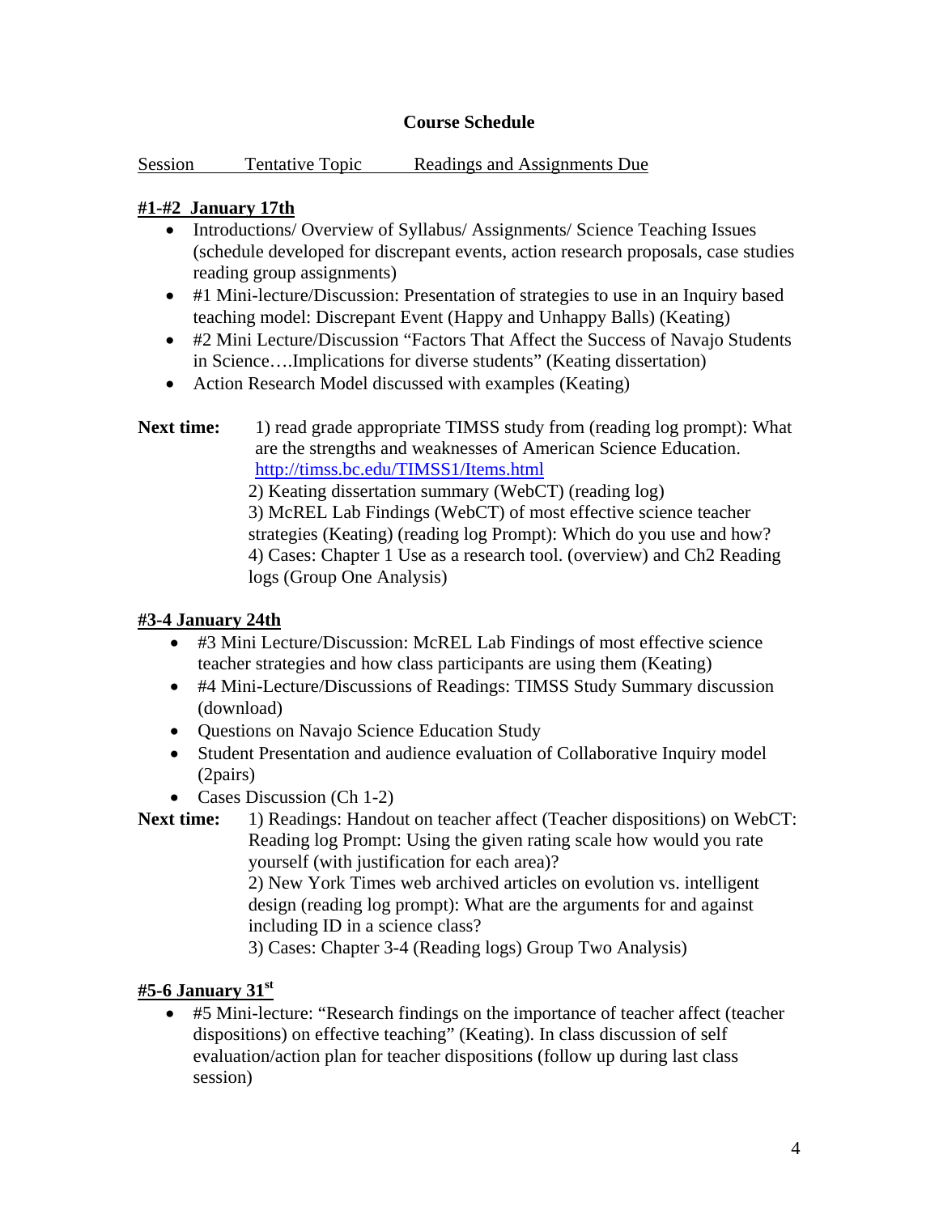## Course Schedule

Session Tentative Topic Readings and Assignments Due

### #1-#2 January 17th

- Introductions/ Overview of Syllabus/ Assignments/ Science Teaching Issues (schedule developed for discrepant events, action research proposals, case studies reading group assignments)
- #1 Mini-lecture/Discussion: Presentation of strategies to use in an Inquiry based teaching model: Discrepant Event (Happy and Unhappy Balls) (Keating)
- #2 Mini Lecture/Discussion "Factors That Affect the Success of Navajo Students in Science….Implications for diverse students" (Keating dissertation)
- Action Research Model discussed with examples (Keating)

**Next time:** 1) read grade appropriate TIMSS study from (reading log prompt): What are the strengths and weaknesses of American Science Education. http://timss.bc.edu/TIMSS1/Items.html
2) Keating dissertation summary (WebCT) (reading log)
3) McREL Lab Findings (WebCT) of most effective science teacher strategies (Keating) (reading log Prompt): Which do you use and how?
4) Cases: Chapter 1 Use as a research tool. (overview) and Ch2 Reading logs (Group One Analysis)

### #3-4 January 24th

- #3 Mini Lecture/Discussion: McREL Lab Findings of most effective science teacher strategies and how class participants are using them (Keating)
- #4 Mini-Lecture/Discussions of Readings: TIMSS Study Summary discussion (download)
- Questions on Navajo Science Education Study
- Student Presentation and audience evaluation of Collaborative Inquiry model (2pairs)
- Cases Discussion (Ch 1-2)

**Next time:** 1) Readings: Handout on teacher affect (Teacher dispositions) on WebCT: Reading log Prompt: Using the given rating scale how would you rate yourself (with justification for each area)?
2) New York Times web archived articles on evolution vs. intelligent design (reading log prompt): What are the arguments for and against including ID in a science class?
3) Cases: Chapter 3-4 (Reading logs) Group Two Analysis)

### #5-6 January 31st

- #5 Mini-lecture: "Research findings on the importance of teacher affect (teacher dispositions) on effective teaching" (Keating). In class discussion of self evaluation/action plan for teacher dispositions (follow up during last class session)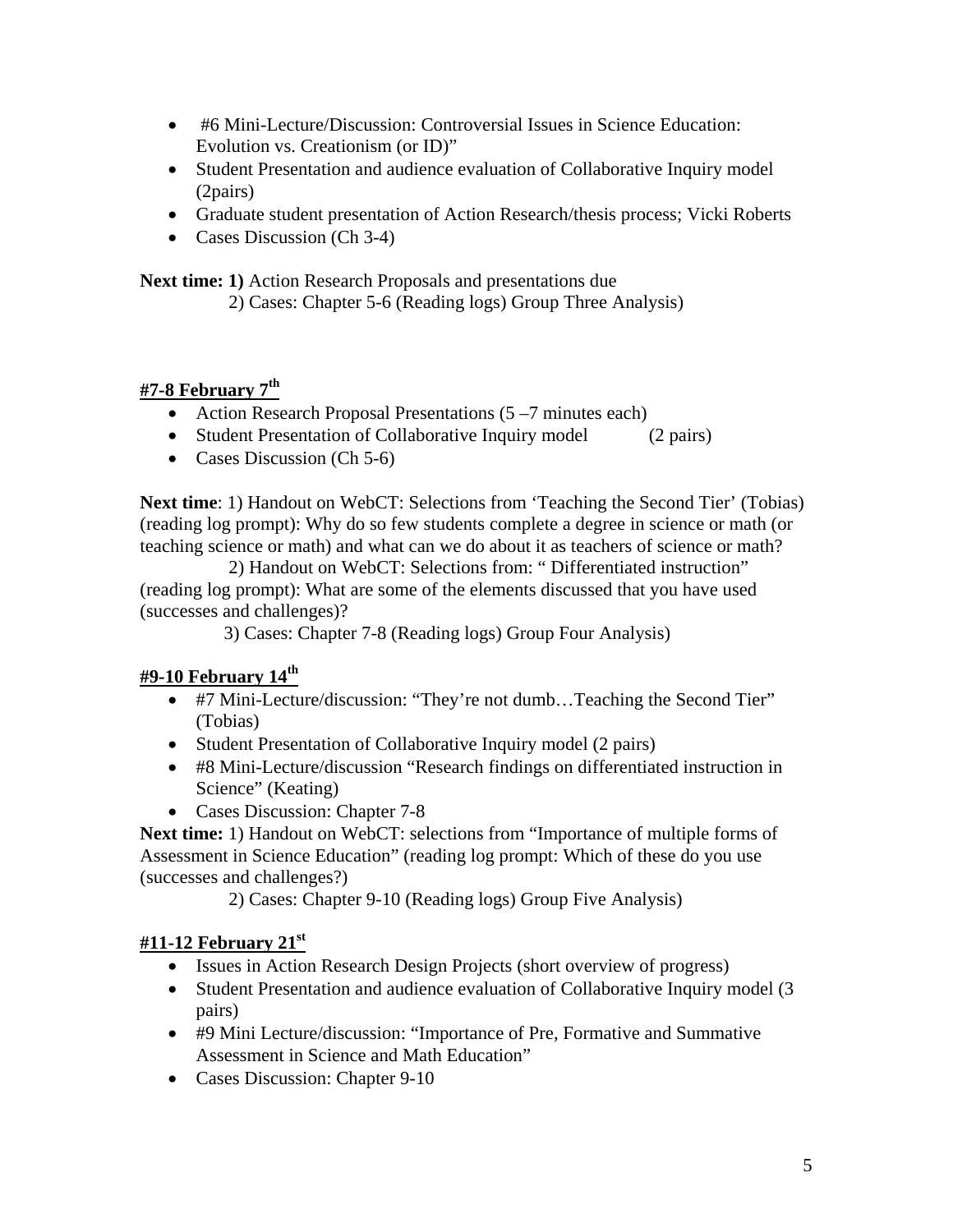- #6 Mini-Lecture/Discussion: Controversial Issues in Science Education: Evolution vs. Creationism (or ID)"
- Student Presentation and audience evaluation of Collaborative Inquiry model (2pairs)
- Graduate student presentation of Action Research/thesis process; Vicki Roberts
- Cases Discussion (Ch 3-4)

**Next time: 1)** Action Research Proposals and presentations due
2) Cases: Chapter 5-6 (Reading logs) Group Three Analysis)

**#7-8 February 7th**

- Action Research Proposal Presentations (5 –7 minutes each)
- Student Presentation of Collaborative Inquiry model (2 pairs)
- Cases Discussion (Ch 5-6)

**Next time**: 1) Handout on WebCT: Selections from 'Teaching the Second Tier' (Tobias) (reading log prompt): Why do so few students complete a degree in science or math (or teaching science or math) and what can we do about it as teachers of science or math?
2) Handout on WebCT: Selections from: " Differentiated instruction" (reading log prompt): What are some of the elements discussed that you have used (successes and challenges)?
3) Cases: Chapter 7-8 (Reading logs) Group Four Analysis)

**#9-10 February 14th**

- #7 Mini-Lecture/discussion: "They're not dumb…Teaching the Second Tier" (Tobias)
- Student Presentation of Collaborative Inquiry model (2 pairs)
- #8 Mini-Lecture/discussion "Research findings on differentiated instruction in Science" (Keating)
- Cases Discussion: Chapter 7-8

**Next time:** 1) Handout on WebCT: selections from "Importance of multiple forms of Assessment in Science Education" (reading log prompt: Which of these do you use (successes and challenges?)
2) Cases: Chapter 9-10 (Reading logs) Group Five Analysis)

**#11-12 February 21st**

- Issues in Action Research Design Projects (short overview of progress)
- Student Presentation and audience evaluation of Collaborative Inquiry model (3 pairs)
- #9 Mini Lecture/discussion: "Importance of Pre, Formative and Summative Assessment in Science and Math Education"
- Cases Discussion: Chapter 9-10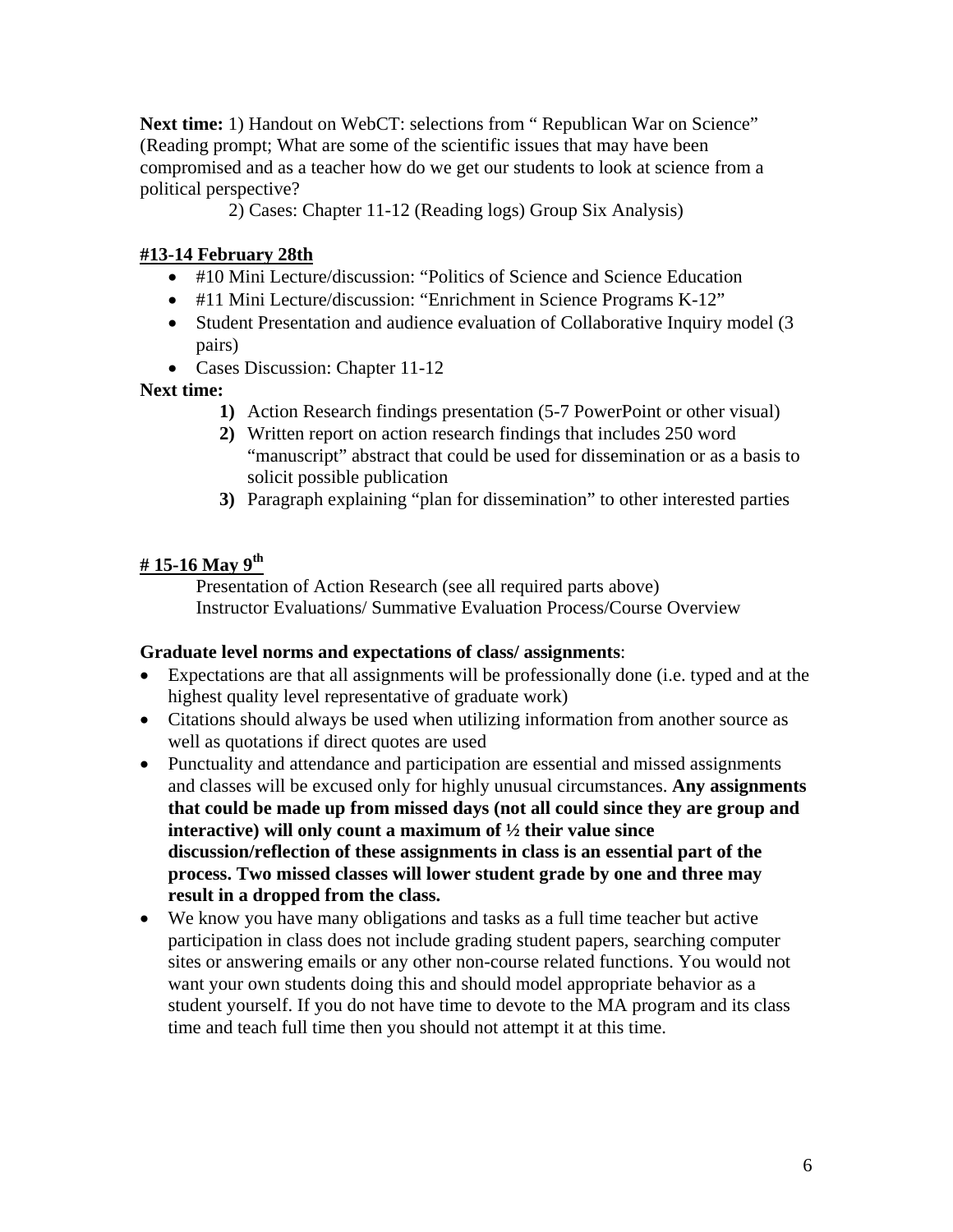**Next time:** 1) Handout on WebCT: selections from " Republican War on Science" (Reading prompt; What are some of the scientific issues that may have been compromised and as a teacher how do we get our students to look at science from a political perspective?

2) Cases: Chapter 11-12 (Reading logs) Group Six Analysis)

**#13-14 February 28th**

- #10 Mini Lecture/discussion: "Politics of Science and Science Education
- #11 Mini Lecture/discussion: "Enrichment in Science Programs K-12"
- Student Presentation and audience evaluation of Collaborative Inquiry model (3 pairs)
- Cases Discussion: Chapter 11-12

**Next time:**

1) Action Research findings presentation (5-7 PowerPoint or other visual)
2) Written report on action research findings that includes 250 word "manuscript" abstract that could be used for dissemination or as a basis to solicit possible publication
3) Paragraph explaining "plan for dissemination" to other interested parties

**# 15-16 May 9th**

Presentation of Action Research (see all required parts above)
Instructor Evaluations/ Summative Evaluation Process/Course Overview

**Graduate level norms and expectations of class/ assignments**:

- Expectations are that all assignments will be professionally done (i.e. typed and at the highest quality level representative of graduate work)
- Citations should always be used when utilizing information from another source as well as quotations if direct quotes are used
- Punctuality and attendance and participation are essential and missed assignments and classes will be excused only for highly unusual circumstances. **Any assignments that could be made up from missed days (not all could since they are group and interactive) will only count a maximum of ½ their value since discussion/reflection of these assignments in class is an essential part of the process. Two missed classes will lower student grade by one and three may result in a dropped from the class.**
- We know you have many obligations and tasks as a full time teacher but active participation in class does not include grading student papers, searching computer sites or answering emails or any other non-course related functions. You would not want your own students doing this and should model appropriate behavior as a student yourself. If you do not have time to devote to the MA program and its class time and teach full time then you should not attempt it at this time.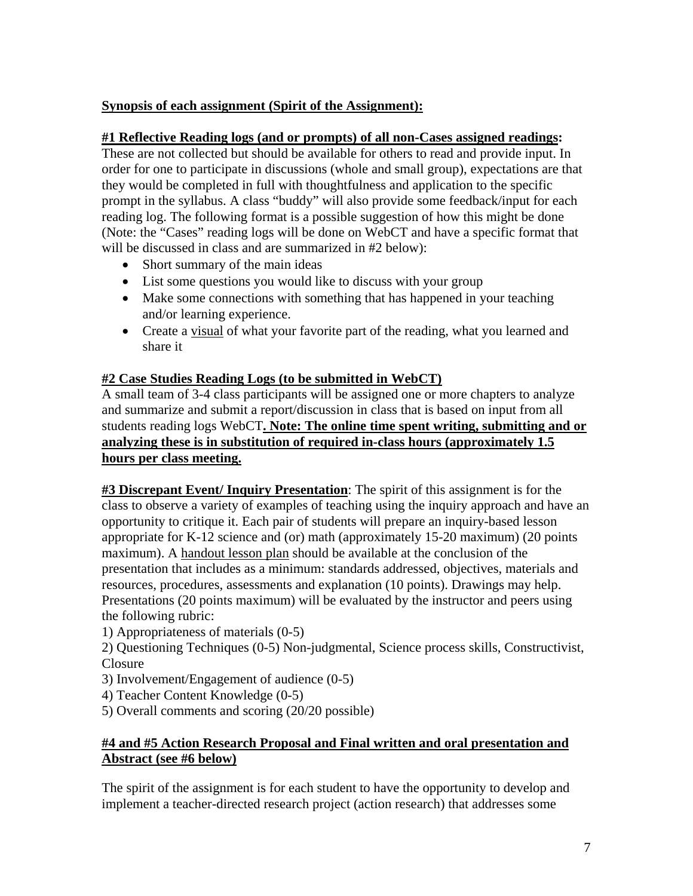**Synopsis of each assignment (Spirit of the Assignment):**

**#1 Reflective Reading logs (and or prompts) of all non-Cases assigned readings:**
These are not collected but should be available for others to read and provide input. In order for one to participate in discussions (whole and small group), expectations are that they would be completed in full with thoughtfulness and application to the specific prompt in the syllabus. A class "buddy" will also provide some feedback/input for each reading log. The following format is a possible suggestion of how this might be done (Note: the "Cases" reading logs will be done on WebCT and have a specific format that will be discussed in class and are summarized in #2 below):

- Short summary of the main ideas
- List some questions you would like to discuss with your group
- Make some connections with something that has happened in your teaching and/or learning experience.
- Create a visual of what your favorite part of the reading, what you learned and share it

**#2 Case Studies Reading Logs (to be submitted in WebCT)**
A small team of 3-4 class participants will be assigned one or more chapters to analyze and summarize and submit a report/discussion in class that is based on input from all students reading logs WebCT**. Note: The online time spent writing, submitting and or analyzing these is in substitution of required in-class hours (approximately 1.5 hours per class meeting.**

**#3 Discrepant Event/ Inquiry Presentation**: The spirit of this assignment is for the class to observe a variety of examples of teaching using the inquiry approach and have an opportunity to critique it. Each pair of students will prepare an inquiry-based lesson appropriate for K-12 science and (or) math (approximately 15-20 maximum) (20 points maximum). A handout lesson plan should be available at the conclusion of the presentation that includes as a minimum: standards addressed, objectives, materials and resources, procedures, assessments and explanation (10 points). Drawings may help. Presentations (20 points maximum) will be evaluated by the instructor and peers using the following rubric:

1) Appropriateness of materials (0-5)
2) Questioning Techniques (0-5) Non-judgmental, Science process skills, Constructivist, Closure
3) Involvement/Engagement of audience (0-5)
4) Teacher Content Knowledge (0-5)
5) Overall comments and scoring (20/20 possible)

**#4 and #5 Action Research Proposal and Final written and oral presentation and Abstract (see #6 below)**

The spirit of the assignment is for each student to have the opportunity to develop and implement a teacher-directed research project (action research) that addresses some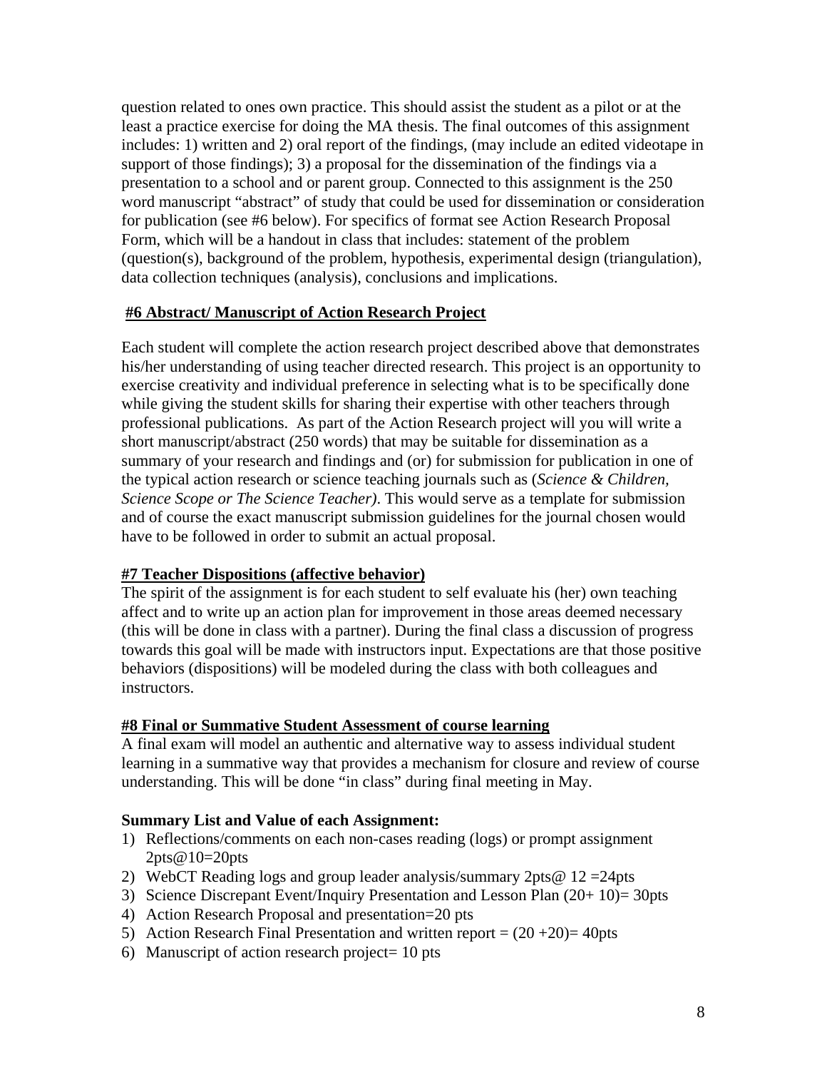question related to ones own practice. This should assist the student as a pilot or at the least a practice exercise for doing the MA thesis. The final outcomes of this assignment includes: 1) written and 2) oral report of the findings, (may include an edited videotape in support of those findings); 3) a proposal for the dissemination of the findings via a presentation to a school and or parent group. Connected to this assignment is the 250 word manuscript "abstract" of study that could be used for dissemination or consideration for publication (see #6 below). For specifics of format see Action Research Proposal Form, which will be a handout in class that includes: statement of the problem (question(s), background of the problem, hypothesis, experimental design (triangulation), data collection techniques (analysis), conclusions and implications.

**#6 Abstract/ Manuscript of Action Research Project**

Each student will complete the action research project described above that demonstrates his/her understanding of using teacher directed research. This project is an opportunity to exercise creativity and individual preference in selecting what is to be specifically done while giving the student skills for sharing their expertise with other teachers through professional publications. As part of the Action Research project will you will write a short manuscript/abstract (250 words) that may be suitable for dissemination as a summary of your research and findings and (or) for submission for publication in one of the typical action research or science teaching journals such as (*Science & Children, Science Scope or The Science Teacher)*. This would serve as a template for submission and of course the exact manuscript submission guidelines for the journal chosen would have to be followed in order to submit an actual proposal.

**#7 Teacher Dispositions (affective behavior)**

The spirit of the assignment is for each student to self evaluate his (her) own teaching affect and to write up an action plan for improvement in those areas deemed necessary (this will be done in class with a partner). During the final class a discussion of progress towards this goal will be made with instructors input. Expectations are that those positive behaviors (dispositions) will be modeled during the class with both colleagues and instructors.

**#8 Final or Summative Student Assessment of course learning**

A final exam will model an authentic and alternative way to assess individual student learning in a summative way that provides a mechanism for closure and review of course understanding. This will be done "in class" during final meeting in May.

**Summary List and Value of each Assignment:**

1) Reflections/comments on each non-cases reading (logs) or prompt assignment 2pts@10=20pts
2) WebCT Reading logs and group leader analysis/summary 2pts@ 12 =24pts
3) Science Discrepant Event/Inquiry Presentation and Lesson Plan (20+ 10)= 30pts
4) Action Research Proposal and presentation=20 pts
5) Action Research Final Presentation and written report = (20 +20)= 40pts
6) Manuscript of action research project= 10 pts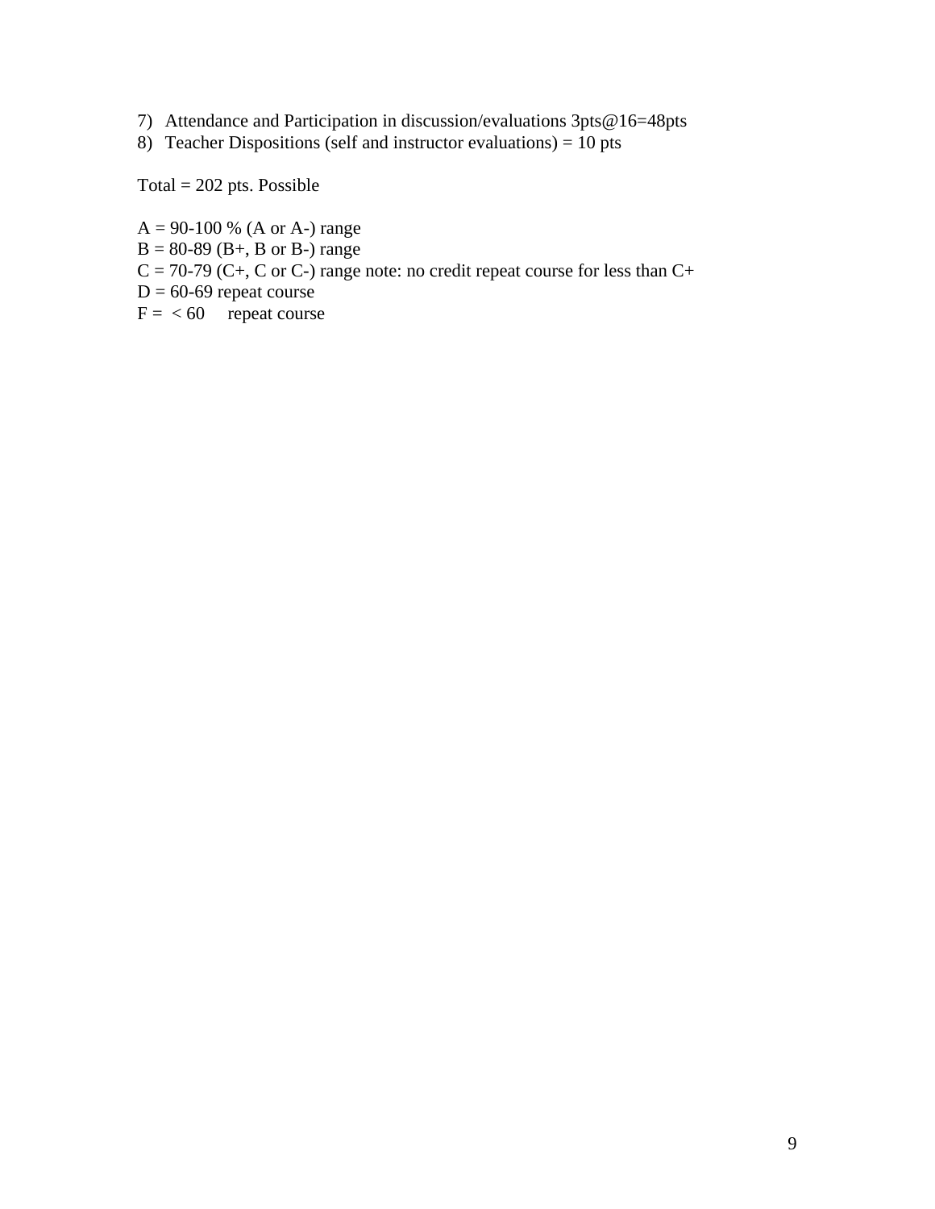7) Attendance and Participation in discussion/evaluations 3pts@16=48pts
8) Teacher Dispositions (self and instructor evaluations) = 10 pts

Total = 202 pts. Possible

A = 90-100 % (A or A-) range
B = 80-89 (B+, B or B-) range
C = 70-79 (C+, C or C-) range note: no credit repeat course for less than C+
D = 60-69 repeat course
F = < 60 repeat course